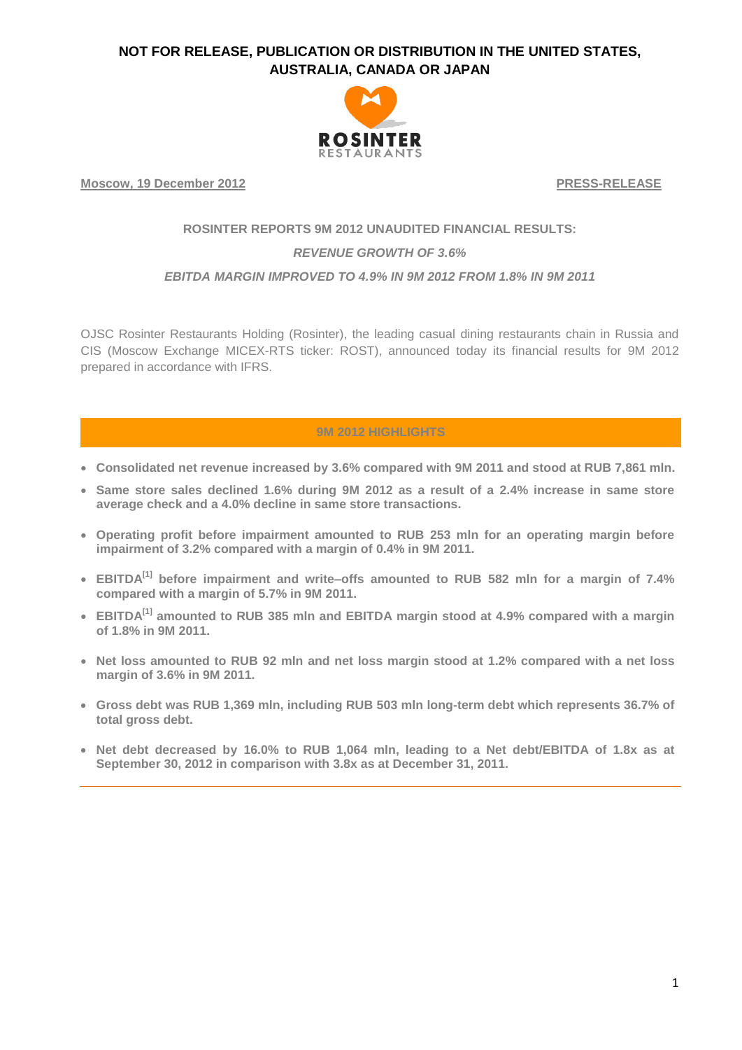**NOT FOR RELEASE, PUBLICATION OR DISTRIBUTION IN THE UNITED STATES, AUSTRALIA, CANADA OR JAPAN**

ROSINTER RESTAURANTS

**Moscow, 19 December 2012** **PRESS-RELEASE**

## ROSINTER REPORTS 9M 2012 UNAUDITED FINANCIAL RESULTS:

***REVENUE GROWTH OF 3.6%***

***EBITDA MARGIN IMPROVED TO 4.9% IN 9M 2012 FROM 1.8% IN 9M 2011***

OJSC Rosinter Restaurants Holding (Rosinter), the leading casual dining restaurants chain in Russia and CIS (Moscow Exchange MICEX-RTS ticker: ROST), announced today its financial results for 9M 2012 prepared in accordance with IFRS.

## 9M 2012 HIGHLIGHTS

- **Consolidated net revenue increased by 3.6% compared with 9M 2011 and stood at RUB 7,861 mln.**
- **Same store sales declined 1.6% during 9M 2012 as a result of a 2.4% increase in same store average check and a 4.0% decline in same store transactions.**
- **Operating profit before impairment amounted to RUB 253 mln for an operating margin before impairment of 3.2% compared with a margin of 0.4% in 9M 2011.**
- **EBITDA[1] before impairment and write–offs amounted to RUB 582 mln for a margin of 7.4% compared with a margin of 5.7% in 9M 2011.**
- **EBITDA[1] amounted to RUB 385 mln and EBITDA margin stood at 4.9% compared with a margin of 1.8% in 9M 2011.**
- **Net loss amounted to RUB 92 mln and net loss margin stood at 1.2% compared with a net loss margin of 3.6% in 9M 2011.**
- **Gross debt was RUB 1,369 mln, including RUB 503 mln long-term debt which represents 36.7% of total gross debt.**
- **Net debt decreased by 16.0% to RUB 1,064 mln, leading to a Net debt/EBITDA of 1.8x as at September 30, 2012 in comparison with 3.8x as at December 31, 2011.**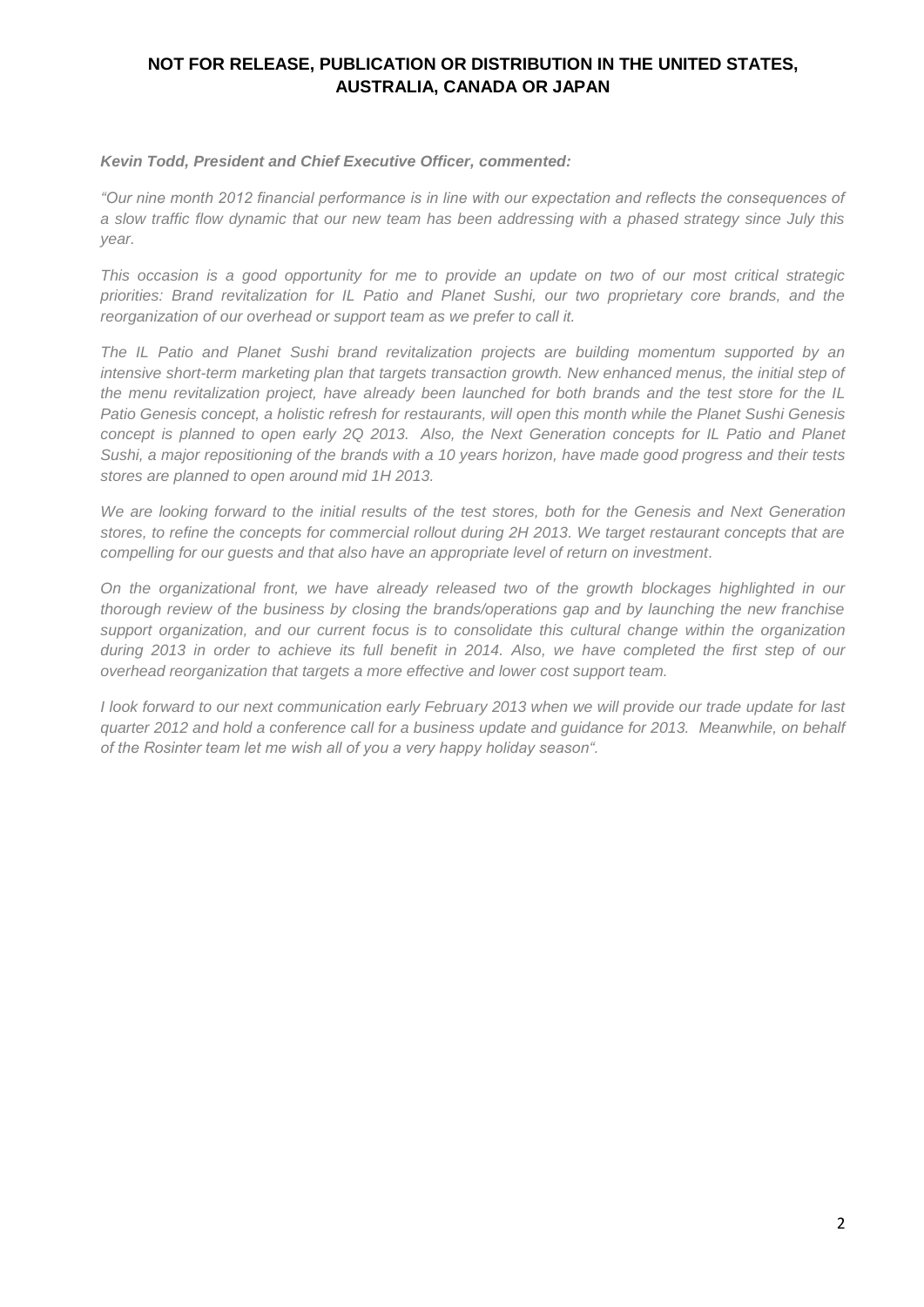**NOT FOR RELEASE, PUBLICATION OR DISTRIBUTION IN THE UNITED STATES, AUSTRALIA, CANADA OR JAPAN**

***Kevin Todd, President and Chief Executive Officer, commented:***

*"Our nine month 2012 financial performance is in line with our expectation and reflects the consequences of a slow traffic flow dynamic that our new team has been addressing with a phased strategy since July this year.*

*This occasion is a good opportunity for me to provide an update on two of our most critical strategic priorities: Brand revitalization for IL Patio and Planet Sushi, our two proprietary core brands, and the reorganization of our overhead or support team as we prefer to call it.*

*The IL Patio and Planet Sushi brand revitalization projects are building momentum supported by an intensive short-term marketing plan that targets transaction growth. New enhanced menus, the initial step of the menu revitalization project, have already been launched for both brands and the test store for the IL Patio Genesis concept, a holistic refresh for restaurants, will open this month while the Planet Sushi Genesis concept is planned to open early 2Q 2013. Also, the Next Generation concepts for IL Patio and Planet Sushi, a major repositioning of the brands with a 10 years horizon, have made good progress and their tests stores are planned to open around mid 1H 2013.*

*We are looking forward to the initial results of the test stores, both for the Genesis and Next Generation stores, to refine the concepts for commercial rollout during 2H 2013. We target restaurant concepts that are compelling for our guests and that also have an appropriate level of return on investment.*

*On the organizational front, we have already released two of the growth blockages highlighted in our thorough review of the business by closing the brands/operations gap and by launching the new franchise support organization, and our current focus is to consolidate this cultural change within the organization during 2013 in order to achieve its full benefit in 2014. Also, we have completed the first step of our overhead reorganization that targets a more effective and lower cost support team.*

*I look forward to our next communication early February 2013 when we will provide our trade update for last quarter 2012 and hold a conference call for a business update and guidance for 2013. Meanwhile, on behalf of the Rosinter team let me wish all of you a very happy holiday season".*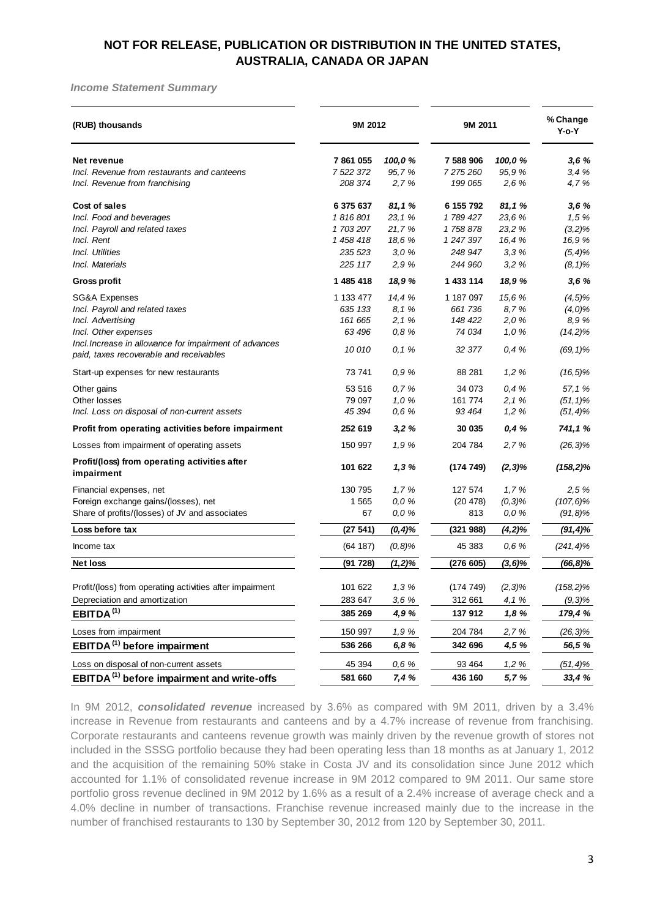## NOT FOR RELEASE, PUBLICATION OR DISTRIBUTION IN THE UNITED STATES, AUSTRALIA, CANADA OR JAPAN

***Income Statement Summary***

| (RUB) thousands | 9M 2012 | | 9M 2011 | | % Change Y-o-Y |
|---|---|---|---|---|---|
| **Net revenue** | **7 861 055** | ***100,0 %*** | **7 588 906** | ***100,0 %*** | ***3,6 %*** |
| *Incl. Revenue from restaurants and canteens* | *7 522 372* | *95,7 %* | *7 275 260* | *95,9 %* | *3,4 %* |
| *Incl. Revenue from franchising* | *208 374* | *2,7 %* | *199 065* | *2,6 %* | *4,7 %* |
| **Cost of sales** | **6 375 637** | ***81,1 %*** | **6 155 792** | ***81,1 %*** | ***3,6 %*** |
| *Incl. Food and beverages* | *1 816 801* | *23,1 %* | *1 789 427* | *23,6 %* | *1,5 %* |
| *Incl. Payroll and related taxes* | *1 703 207* | *21,7 %* | *1 758 878* | *23,2 %* | *(3,2)%* |
| *Incl. Rent* | *1 458 418* | *18,6 %* | *1 247 397* | *16,4 %* | *16,9 %* |
| *Incl. Utilities* | *235 523* | *3,0 %* | *248 947* | *3,3 %* | *(5,4)%* |
| *Incl. Materials* | *225 117* | *2,9 %* | *244 960* | *3,2 %* | *(8,1)%* |
| **Gross profit** | **1 485 418** | ***18,9 %*** | **1 433 114** | ***18,9 %*** | ***3,6 %*** |
| SG&A Expenses | 1 133 477 | *14,4 %* | 1 187 097 | *15,6 %* | *(4,5)%* |
| *Incl. Payroll and related taxes* | *635 133* | *8,1 %* | *661 736* | *8,7 %* | *(4,0)%* |
| *Incl. Advertising* | *161 665* | *2,1 %* | *148 422* | *2,0 %* | *8,9 %* |
| *Incl. Other expenses* | *63 496* | *0,8 %* | *74 034* | *1,0 %* | *(14,2)%* |
| *Incl.Increase in allowance for impairment of advances paid, taxes recoverable and receivables* | *10 010* | *0,1 %* | *32 377* | *0,4 %* | *(69,1)%* |
| Start-up expenses for new restaurants | 73 741 | *0,9 %* | 88 281 | *1,2 %* | *(16,5)%* |
| Other gains | 53 516 | *0,7 %* | 34 073 | *0,4 %* | *57,1 %* |
| Other losses | 79 097 | *1,0 %* | 161 774 | *2,1 %* | *(51,1)%* |
| *Incl. Loss on disposal of non-current assets* | *45 394* | *0,6 %* | *93 464* | *1,2 %* | *(51,4)%* |
| **Profit from operating activities before impairment** | **252 619** | ***3,2 %*** | **30 035** | ***0,4 %*** | ***741,1 %*** |
| Losses from impairment of operating assets | 150 997 | *1,9 %* | 204 784 | *2,7 %* | *(26,3)%* |
| **Profit/(loss) from operating activities after impairment** | **101 622** | ***1,3 %*** | **(174 749)** | ***(2,3)%*** | ***(158,2)%*** |
| Financial expenses, net | 130 795 | *1,7 %* | 127 574 | *1,7 %* | *2,5 %* |
| Foreign exchange gains/(losses), net | 1 565 | *0,0 %* | (20 478) | *(0,3)%* | *(107,6)%* |
| Share of profits/(losses) of JV and associates | 67 | *0,0 %* | 813 | *0,0 %* | *(91,8)%* |
| **Loss before tax** | **(27 541)** | ***(0,4)%*** | **(321 988)** | ***(4,2)%*** | ***(91,4)%*** |
| Income tax | (64 187) | *(0,8)%* | 45 383 | *0,6 %* | *(241,4)%* |
| **Net loss** | **(91 728)** | ***(1,2)%*** | **(276 605)** | ***(3,6)%*** | ***(66,8)%*** |
| Profit/(loss) from operating activities after impairment | 101 622 | *1,3 %* | (174 749) | *(2,3)%* | *(158,2)%* |
| Depreciation and amortization | 283 647 | *3,6 %* | 312 661 | *4,1 %* | *(9,3)%* |
| **EBITDA [1]** | **385 269** | ***4,9 %*** | **137 912** | ***1,8 %*** | ***179,4 %*** |
| Loses from impairment | 150 997 | *1,9 %* | 204 784 | *2,7 %* | *(26,3)%* |
| **EBITDA [1] before impairment** | **536 266** | ***6,8 %*** | **342 696** | ***4,5 %*** | ***56,5 %*** |
| Loss on disposal of non-current assets | 45 394 | *0,6 %* | 93 464 | *1,2 %* | *(51,4)%* |
| **EBITDA [1] before impairment and write-offs** | **581 660** | ***7,4 %*** | **436 160** | ***5,7 %*** | ***33,4 %*** |

In 9M 2012, ***consolidated revenue*** increased by 3.6% as compared with 9M 2011, driven by a 3.4% increase in Revenue from restaurants and canteens and by a 4.7% increase of revenue from franchising. Corporate restaurants and canteens revenue growth was mainly driven by the revenue growth of stores not included in the SSSG portfolio because they had been operating less than 18 months as at January 1, 2012 and the acquisition of the remaining 50% stake in Costa JV and its consolidation since June 2012 which accounted for 1.1% of consolidated revenue increase in 9M 2012 compared to 9M 2011. Our same store portfolio gross revenue declined in 9M 2012 by 1.6% as a result of a 2.4% increase of average check and a 4.0% decline in number of transactions. Franchise revenue increased mainly due to the increase in the number of franchised restaurants to 130 by September 30, 2012 from 120 by September 30, 2011.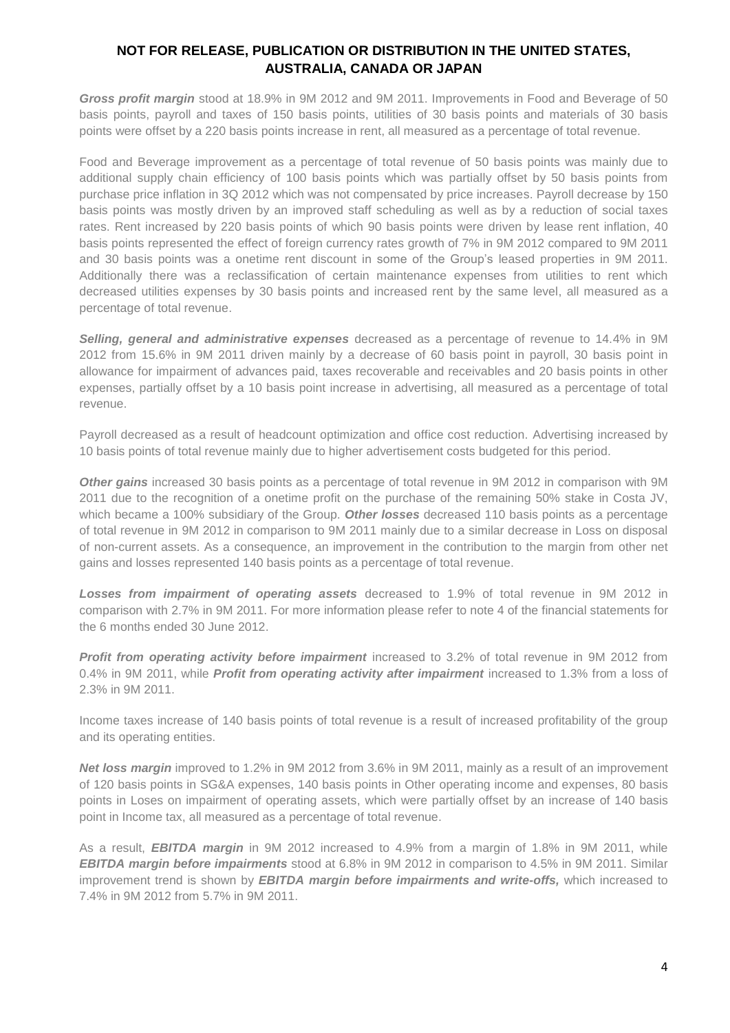**NOT FOR RELEASE, PUBLICATION OR DISTRIBUTION IN THE UNITED STATES, AUSTRALIA, CANADA OR JAPAN**

***Gross profit margin*** stood at 18.9% in 9M 2012 and 9M 2011. Improvements in Food and Beverage of 50 basis points, payroll and taxes of 150 basis points, utilities of 30 basis points and materials of 30 basis points were offset by a 220 basis points increase in rent, all measured as a percentage of total revenue.

Food and Beverage improvement as a percentage of total revenue of 50 basis points was mainly due to additional supply chain efficiency of 100 basis points which was partially offset by 50 basis points from purchase price inflation in 3Q 2012 which was not compensated by price increases. Payroll decrease by 150 basis points was mostly driven by an improved staff scheduling as well as by a reduction of social taxes rates. Rent increased by 220 basis points of which 90 basis points were driven by lease rent inflation, 40 basis points represented the effect of foreign currency rates growth of 7% in 9M 2012 compared to 9M 2011 and 30 basis points was a onetime rent discount in some of the Group's leased properties in 9M 2011. Additionally there was a reclassification of certain maintenance expenses from utilities to rent which decreased utilities expenses by 30 basis points and increased rent by the same level, all measured as a percentage of total revenue.

***Selling, general and administrative expenses*** decreased as a percentage of revenue to 14.4% in 9M 2012 from 15.6% in 9M 2011 driven mainly by a decrease of 60 basis point in payroll, 30 basis point in allowance for impairment of advances paid, taxes recoverable and receivables and 20 basis points in other expenses, partially offset by a 10 basis point increase in advertising, all measured as a percentage of total revenue.

Payroll decreased as a result of headcount optimization and office cost reduction. Advertising increased by 10 basis points of total revenue mainly due to higher advertisement costs budgeted for this period.

***Other gains*** increased 30 basis points as a percentage of total revenue in 9M 2012 in comparison with 9M 2011 due to the recognition of a onetime profit on the purchase of the remaining 50% stake in Costa JV, which became a 100% subsidiary of the Group. ***Other losses*** decreased 110 basis points as a percentage of total revenue in 9M 2012 in comparison to 9M 2011 mainly due to a similar decrease in Loss on disposal of non-current assets. As a consequence, an improvement in the contribution to the margin from other net gains and losses represented 140 basis points as a percentage of total revenue.

***Losses from impairment of operating assets*** decreased to 1.9% of total revenue in 9M 2012 in comparison with 2.7% in 9M 2011. For more information please refer to note 4 of the financial statements for the 6 months ended 30 June 2012.

***Profit from operating activity before impairment*** increased to 3.2% of total revenue in 9M 2012 from 0.4% in 9M 2011, while ***Profit from operating activity after impairment*** increased to 1.3% from a loss of 2.3% in 9M 2011.

Income taxes increase of 140 basis points of total revenue is a result of increased profitability of the group and its operating entities.

***Net loss margin*** improved to 1.2% in 9M 2012 from 3.6% in 9M 2011, mainly as a result of an improvement of 120 basis points in SG&A expenses, 140 basis points in Other operating income and expenses, 80 basis points in Loses on impairment of operating assets, which were partially offset by an increase of 140 basis point in Income tax, all measured as a percentage of total revenue.

As a result, ***EBITDA margin*** in 9M 2012 increased to 4.9% from a margin of 1.8% in 9M 2011, while ***EBITDA margin before impairments*** stood at 6.8% in 9M 2012 in comparison to 4.5% in 9M 2011. Similar improvement trend is shown by ***EBITDA margin before impairments and write-offs,*** which increased to 7.4% in 9M 2012 from 5.7% in 9M 2011.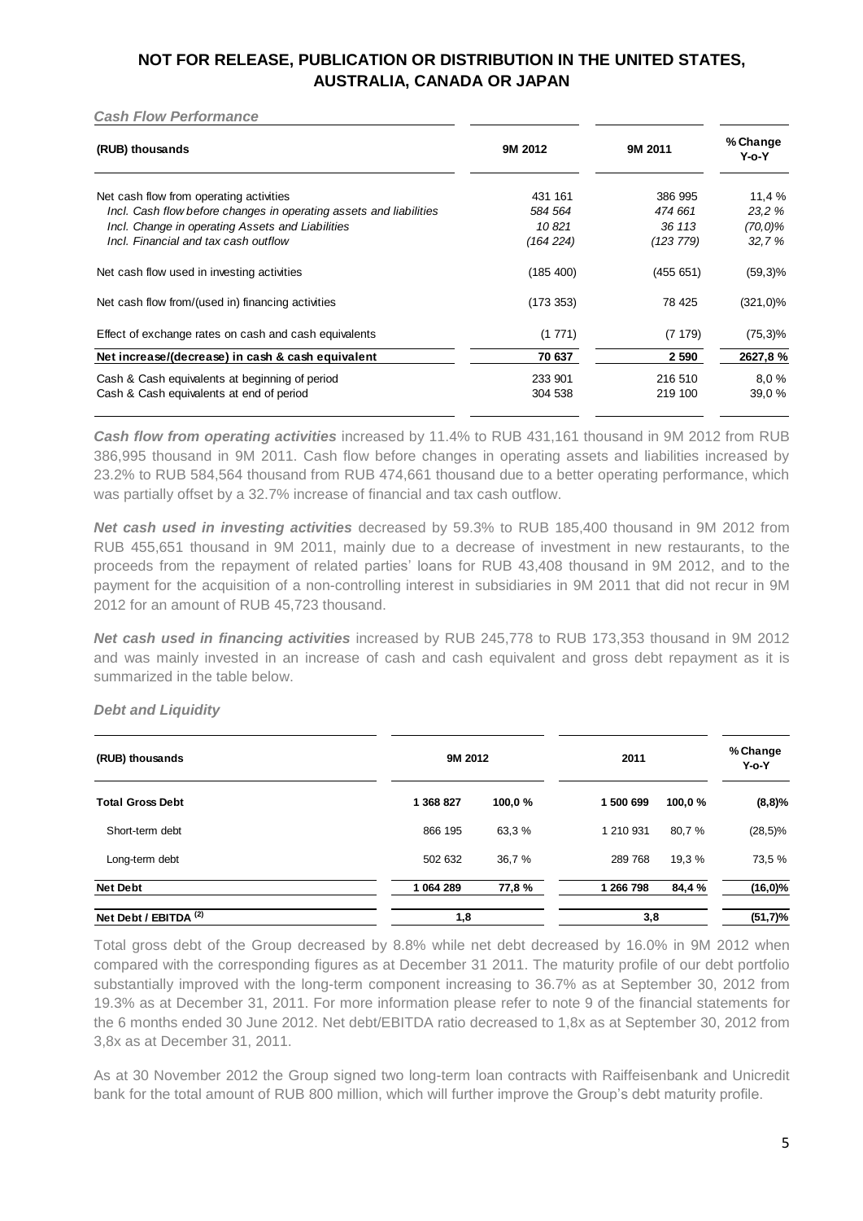## NOT FOR RELEASE, PUBLICATION OR DISTRIBUTION IN THE UNITED STATES, AUSTRALIA, CANADA OR JAPAN

***Cash Flow Performance***

| (RUB) thousands | 9M 2012 | 9M 2011 | % Change Y-o-Y |
|---|---|---|---|
| Net cash flow from operating activities | 431 161 | 386 995 | 11,4 % |
| *Incl. Cash flow before changes in operating assets and liabilities* | *584 564* | *474 661* | *23,2 %* |
| *Incl. Change in operating Assets and Liabilities* | *10 821* | *36 113* | *(70,0)%* |
| *Incl. Financial and tax cash outflow* | *(164 224)* | *(123 779)* | *32,7 %* |
| Net cash flow used in investing activities | (185 400) | (455 651) | (59,3)% |
| Net cash flow from/(used in) financing activities | (173 353) | 78 425 | (321,0)% |
| Effect of exchange rates on cash and cash equivalents | (1 771) | (7 179) | (75,3)% |
| **Net increase/(decrease) in cash & cash equivalent** | **70 637** | **2 590** | **2627,8 %** |
| Cash & Cash equivalents at beginning of period | 233 901 | 216 510 | 8,0 % |
| Cash & Cash equivalents at end of period | 304 538 | 219 100 | 39,0 % |

***Cash flow from operating activities*** increased by 11.4% to RUB 431,161 thousand in 9M 2012 from RUB 386,995 thousand in 9M 2011. Cash flow before changes in operating assets and liabilities increased by 23.2% to RUB 584,564 thousand from RUB 474,661 thousand due to a better operating performance, which was partially offset by a 32.7% increase of financial and tax cash outflow.

***Net cash used in investing activities*** decreased by 59.3% to RUB 185,400 thousand in 9M 2012 from RUB 455,651 thousand in 9M 2011, mainly due to a decrease of investment in new restaurants, to the proceeds from the repayment of related parties' loans for RUB 43,408 thousand in 9M 2012, and to the payment for the acquisition of a non-controlling interest in subsidiaries in 9M 2011 that did not recur in 9M 2012 for an amount of RUB 45,723 thousand.

***Net cash used in financing activities*** increased by RUB 245,778 to RUB 173,353 thousand in 9M 2012 and was mainly invested in an increase of cash and cash equivalent and gross debt repayment as it is summarized in the table below.

***Debt and Liquidity***

| (RUB) thousands | 9M 2012 | | 2011 | | % Change Y-o-Y |
|---|---|---|---|---|---|
| **Total Gross Debt** | **1 368 827** | **100,0 %** | **1 500 699** | **100,0 %** | **(8,8)%** |
| Short-term debt | 866 195 | 63,3 % | 1 210 931 | 80,7 % | (28,5)% |
| Long-term debt | 502 632 | 36,7 % | 289 768 | 19,3 % | 73,5 % |
| **Net Debt** | **1 064 289** | **77,8 %** | **1 266 798** | **84,4 %** | **(16,0)%** |
| **Net Debt / EBITDA (2)** | **1,8** | | **3,8** | | **(51,7)%** |

Total gross debt of the Group decreased by 8.8% while net debt decreased by 16.0% in 9M 2012 when compared with the corresponding figures as at December 31 2011. The maturity profile of our debt portfolio substantially improved with the long-term component increasing to 36.7% as at September 30, 2012 from 19.3% as at December 31, 2011. For more information please refer to note 9 of the financial statements for the 6 months ended 30 June 2012. Net debt/EBITDA ratio decreased to 1,8x as at September 30, 2012 from 3,8x as at December 31, 2011.

As at 30 November 2012 the Group signed two long-term loan contracts with Raiffeisenbank and Unicredit bank for the total amount of RUB 800 million, which will further improve the Group's debt maturity profile.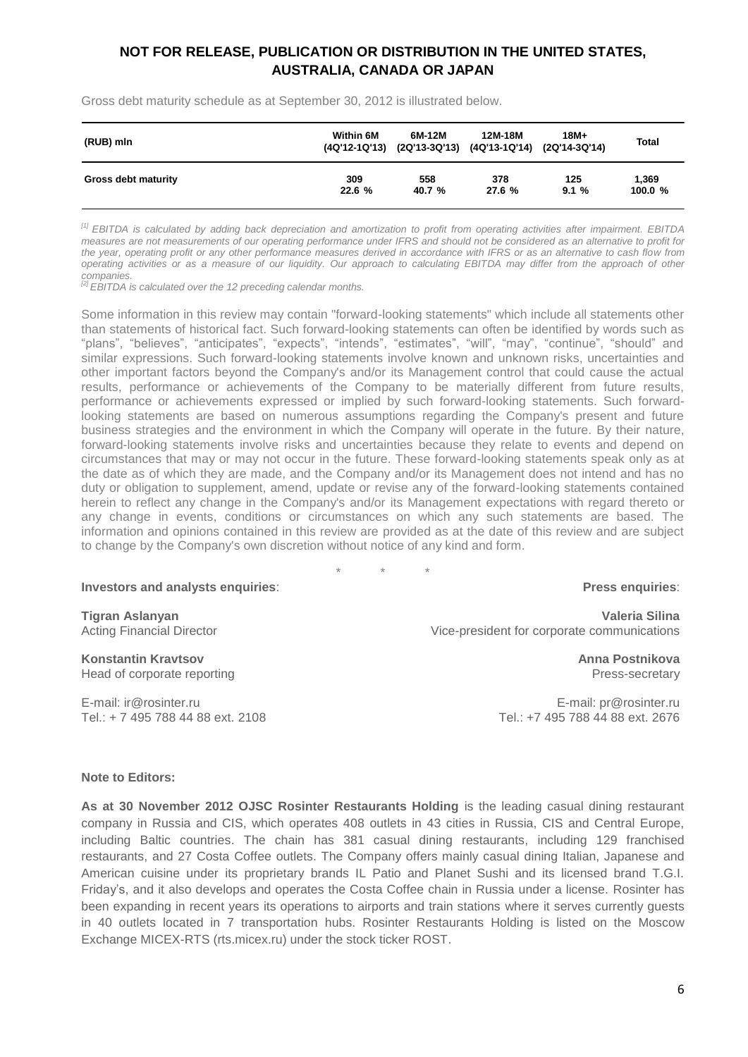## NOT FOR RELEASE, PUBLICATION OR DISTRIBUTION IN THE UNITED STATES, AUSTRALIA, CANADA OR JAPAN

Gross debt maturity schedule as at September 30, 2012 is illustrated below.

| (RUB) mln | Within 6M (4Q'12-1Q'13) | 6M-12M (2Q'13-3Q'13) | 12M-18M (4Q'13-1Q'14) | 18M+ (2Q'14-3Q'14) | Total |
|---|---|---|---|---|---|
| **Gross debt maturity** | **309** **22.6 %** | **558** **40.7 %** | **378** **27.6 %** | **125** **9.1 %** | **1,369** **100.0 %** |

*[1] EBITDA is calculated by adding back depreciation and amortization to profit from operating activities after impairment. EBITDA measures are not measurements of our operating performance under IFRS and should not be considered as an alternative to profit for the year, operating profit or any other performance measures derived in accordance with IFRS or as an alternative to cash flow from operating activities or as a measure of our liquidity. Our approach to calculating EBITDA may differ from the approach of other companies.*

*[2] EBITDA is calculated over the 12 preceding calendar months.*

Some information in this review may contain "forward-looking statements" which include all statements other than statements of historical fact. Such forward-looking statements can often be identified by words such as "plans", "believes", "anticipates", "expects", "intends", "estimates", "will", "may", "continue", "should" and similar expressions. Such forward-looking statements involve known and unknown risks, uncertainties and other important factors beyond the Company's and/or its Management control that could cause the actual results, performance or achievements of the Company to be materially different from future results, performance or achievements expressed or implied by such forward-looking statements. Such forward-looking statements are based on numerous assumptions regarding the Company's present and future business strategies and the environment in which the Company will operate in the future. By their nature, forward-looking statements involve risks and uncertainties because they relate to events and depend on circumstances that may or may not occur in the future. These forward-looking statements speak only as at the date as of which they are made, and the Company and/or its Management does not intend and has no duty or obligation to supplement, amend, update or revise any of the forward-looking statements contained herein to reflect any change in the Company's and/or its Management expectations with regard thereto or any change in events, conditions or circumstances on which any such statements are based. The information and opinions contained in this review are provided as at the date of this review and are subject to change by the Company's own discretion without notice of any kind and form.

\* \* \*

**Investors and analysts enquiries**:

**Tigran Aslanyan**
Acting Financial Director

**Konstantin Kravtsov**
Head of corporate reporting

E-mail: ir@rosinter.ru
Tel.: + 7 495 788 44 88 ext. 2108

**Press enquiries**:

**Valeria Silina**
Vice-president for corporate communications

**Anna Postnikova**
Press-secretary

E-mail: pr@rosinter.ru
Tel.: +7 495 788 44 88 ext. 2676

**Note to Editors:**

**As at 30 November 2012 OJSC Rosinter Restaurants Holding** is the leading casual dining restaurant company in Russia and CIS, which operates 408 outlets in 43 cities in Russia, CIS and Central Europe, including Baltic countries. The chain has 381 casual dining restaurants, including 129 franchised restaurants, and 27 Costa Coffee outlets. The Company offers mainly casual dining Italian, Japanese and American cuisine under its proprietary brands IL Patio and Planet Sushi and its licensed brand T.G.I. Friday's, and it also develops and operates the Costa Coffee chain in Russia under a license. Rosinter has been expanding in recent years its operations to airports and train stations where it serves currently guests in 40 outlets located in 7 transportation hubs. Rosinter Restaurants Holding is listed on the Moscow Exchange MICEX-RTS (rts.micex.ru) under the stock ticker ROST.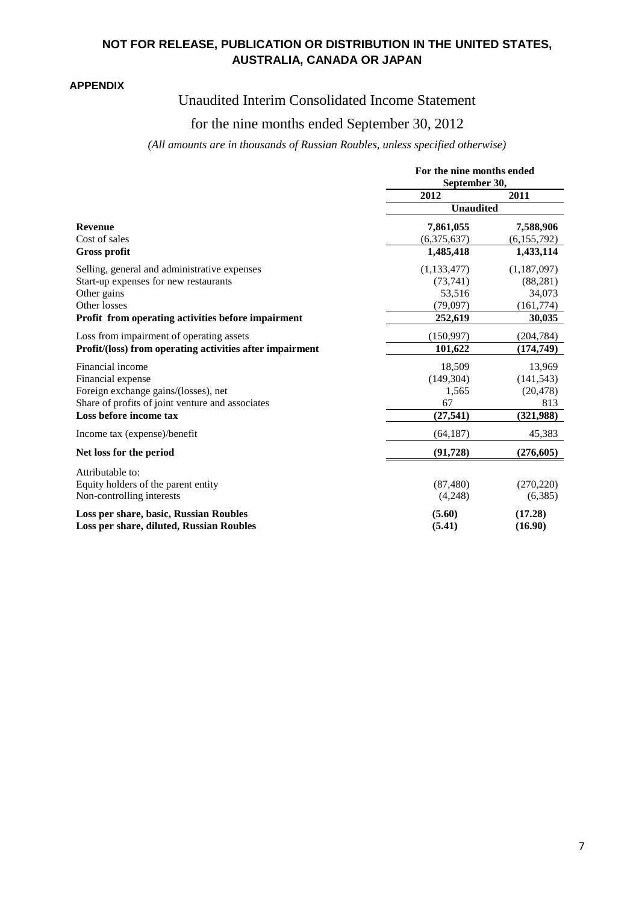**NOT FOR RELEASE, PUBLICATION OR DISTRIBUTION IN THE UNITED STATES, AUSTRALIA, CANADA OR JAPAN**

**APPENDIX**

# Unaudited Interim Consolidated Income Statement

## for the nine months ended September 30, 2012

*(All amounts are in thousands of Russian Roubles, unless specified otherwise)*

| | For the nine months ended September 30, | |
|---|---|---|
| | 2012 | 2011 |
| | Unaudited | |
| **Revenue** | **7,861,055** | **7,588,906** |
| Cost of sales | (6,375,637) | (6,155,792) |
| **Gross profit** | **1,485,418** | **1,433,114** |
| Selling, general and administrative expenses | (1,133,477) | (1,187,097) |
| Start-up expenses for new restaurants | (73,741) | (88,281) |
| Other gains | 53,516 | 34,073 |
| Other losses | (79,097) | (161,774) |
| **Profit from operating activities before impairment** | **252,619** | **30,035** |
| Loss from impairment of operating assets | (150,997) | (204,784) |
| **Profit/(loss) from operating activities after impairment** | **101,622** | **(174,749)** |
| Financial income | 18,509 | 13,969 |
| Financial expense | (149,304) | (141,543) |
| Foreign exchange gains/(losses), net | 1,565 | (20,478) |
| Share of profits of joint venture and associates | 67 | 813 |
| **Loss before income tax** | **(27,541)** | **(321,988)** |
| Income tax (expense)/benefit | (64,187) | 45,383 |
| **Net loss for the period** | **(91,728)** | **(276,605)** |
| Attributable to: | | |
| Equity holders of the parent entity | (87,480) | (270,220) |
| Non-controlling interests | (4,248) | (6,385) |
| **Loss per share, basic, Russian Roubles** | **(5.60)** | **(17.28)** |
| **Loss per share, diluted, Russian Roubles** | **(5.41)** | **(16.90)** |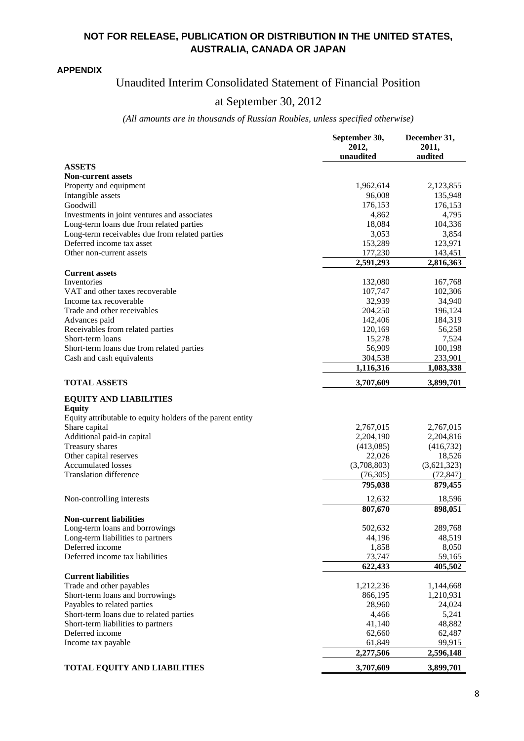**NOT FOR RELEASE, PUBLICATION OR DISTRIBUTION IN THE UNITED STATES, AUSTRALIA, CANADA OR JAPAN**

**APPENDIX**

# Unaudited Interim Consolidated Statement of Financial Position

## at September 30, 2012

*(All amounts are in thousands of Russian Roubles, unless specified otherwise)*

| | September 30, 2012, unaudited | December 31, 2011, audited |
|---|---|---|
| **ASSETS** | | |
| **Non-current assets** | | |
| Property and equipment | 1,962,614 | 2,123,855 |
| Intangible assets | 96,008 | 135,948 |
| Goodwill | 176,153 | 176,153 |
| Investments in joint ventures and associates | 4,862 | 4,795 |
| Long-term loans due from related parties | 18,084 | 104,336 |
| Long-term receivables due from related parties | 3,053 | 3,854 |
| Deferred income tax asset | 153,289 | 123,971 |
| Other non-current assets | 177,230 | 143,451 |
| | **2,591,293** | **2,816,363** |
| **Current assets** | | |
| Inventories | 132,080 | 167,768 |
| VAT and other taxes recoverable | 107,747 | 102,306 |
| Income tax recoverable | 32,939 | 34,940 |
| Trade and other receivables | 204,250 | 196,124 |
| Advances paid | 142,406 | 184,319 |
| Receivables from related parties | 120,169 | 56,258 |
| Short-term loans | 15,278 | 7,524 |
| Short-term loans due from related parties | 56,909 | 100,198 |
| Cash and cash equivalents | 304,538 | 233,901 |
| | **1,116,316** | **1,083,338** |
| **TOTAL ASSETS** | **3,707,609** | **3,899,701** |
| **EQUITY AND LIABILITIES** | | |
| **Equity** | | |
| Equity attributable to equity holders of the parent entity | | |
| Share capital | 2,767,015 | 2,767,015 |
| Additional paid-in capital | 2,204,190 | 2,204,816 |
| Treasury shares | (413,085) | (416,732) |
| Other capital reserves | 22,026 | 18,526 |
| Accumulated losses | (3,708,803) | (3,621,323) |
| Translation difference | (76,305) | (72,847) |
| | **795,038** | **879,455** |
| Non-controlling interests | 12,632 | 18,596 |
| | **807,670** | **898,051** |
| **Non-current liabilities** | | |
| Long-term loans and borrowings | 502,632 | 289,768 |
| Long-term liabilities to partners | 44,196 | 48,519 |
| Deferred income | 1,858 | 8,050 |
| Deferred income tax liabilities | 73,747 | 59,165 |
| | **622,433** | **405,502** |
| **Current liabilities** | | |
| Trade and other payables | 1,212,236 | 1,144,668 |
| Short-term loans and borrowings | 866,195 | 1,210,931 |
| Payables to related parties | 28,960 | 24,024 |
| Short-term loans due to related parties | 4,466 | 5,241 |
| Short-term liabilities to partners | 41,140 | 48,882 |
| Deferred income | 62,660 | 62,487 |
| Income tax payable | 61,849 | 99,915 |
| | **2,277,506** | **2,596,148** |
| **TOTAL EQUITY AND LIABILITIES** | **3,707,609** | **3,899,701** |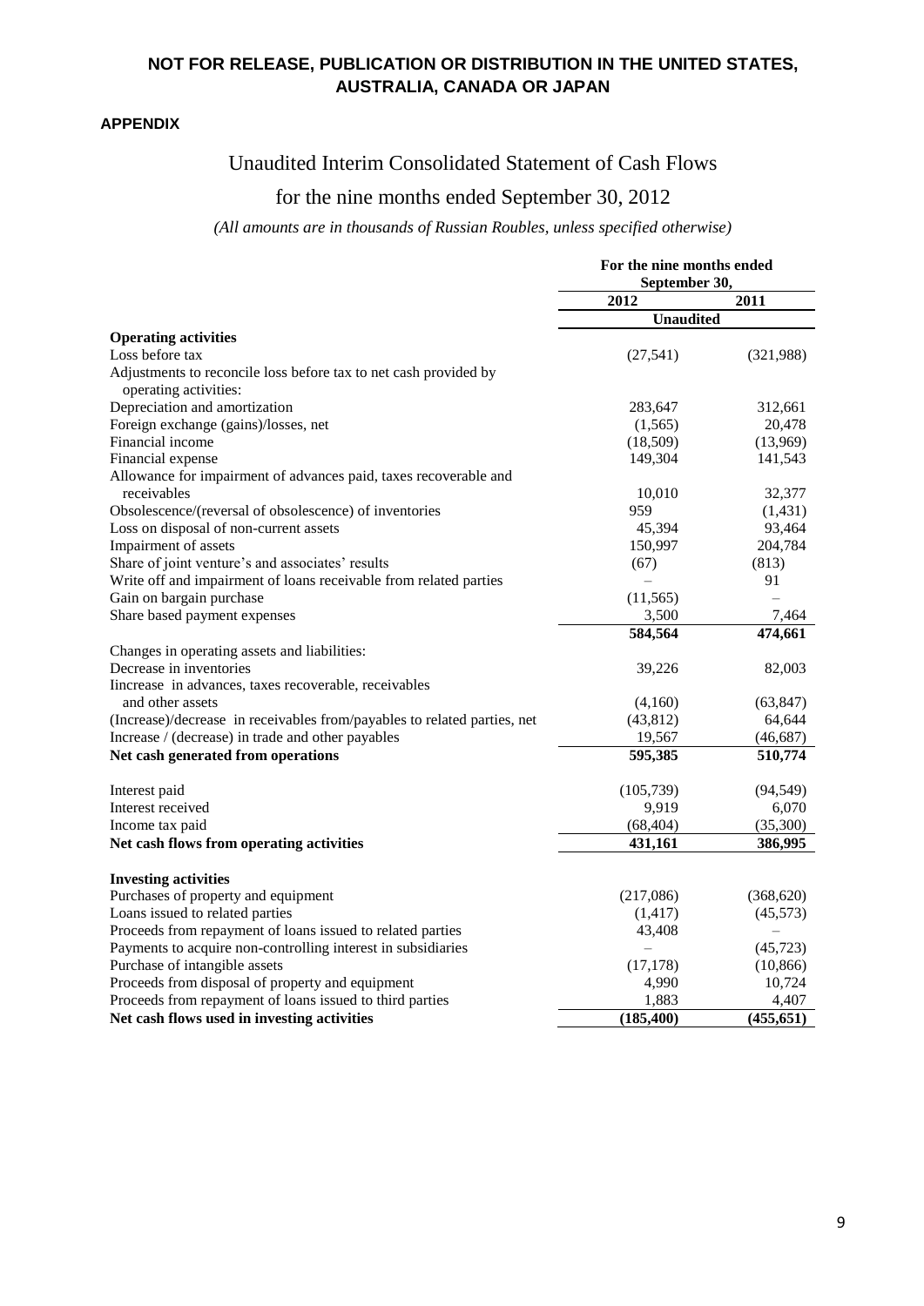**NOT FOR RELEASE, PUBLICATION OR DISTRIBUTION IN THE UNITED STATES, AUSTRALIA, CANADA OR JAPAN**

**APPENDIX**

# Unaudited Interim Consolidated Statement of Cash Flows

## for the nine months ended September 30, 2012

*(All amounts are in thousands of Russian Roubles, unless specified otherwise)*

| | For the nine months ended September 30, | |
|---|---|---|
| | 2012 | 2011 |
| | Unaudited | |
| **Operating activities** | | |
| Loss before tax | (27,541) | (321,988) |
| Adjustments to reconcile loss before tax to net cash provided by operating activities: | | |
| Depreciation and amortization | 283,647 | 312,661 |
| Foreign exchange (gains)/losses, net | (1,565) | 20,478 |
| Financial income | (18,509) | (13,969) |
| Financial expense | 149,304 | 141,543 |
| Allowance for impairment of advances paid, taxes recoverable and receivables | 10,010 | 32,377 |
| Obsolescence/(reversal of obsolescence) of inventories | 959 | (1,431) |
| Loss on disposal of non-current assets | 45,394 | 93,464 |
| Impairment of assets | 150,997 | 204,784 |
| Share of joint venture's and associates' results | (67) | (813) |
| Write off and impairment of loans receivable from related parties | – | 91 |
| Gain on bargain purchase | (11,565) | – |
| Share based payment expenses | 3,500 | 7,464 |
| | **584,564** | **474,661** |
| Changes in operating assets and liabilities: | | |
| Decrease in inventories | 39,226 | 82,003 |
| Iincrease in advances, taxes recoverable, receivables and other assets | (4,160) | (63,847) |
| (Increase)/decrease in receivables from/payables to related parties, net | (43,812) | 64,644 |
| Increase / (decrease) in trade and other payables | 19,567 | (46,687) |
| **Net cash generated from operations** | **595,385** | **510,774** |
| Interest paid | (105,739) | (94,549) |
| Interest received | 9,919 | 6,070 |
| Income tax paid | (68,404) | (35,300) |
| **Net cash flows from operating activities** | **431,161** | **386,995** |
| **Investing activities** | | |
| Purchases of property and equipment | (217,086) | (368,620) |
| Loans issued to related parties | (1,417) | (45,573) |
| Proceeds from repayment of loans issued to related parties | 43,408 | – |
| Payments to acquire non-controlling interest in subsidiaries | – | (45,723) |
| Purchase of intangible assets | (17,178) | (10,866) |
| Proceeds from disposal of property and equipment | 4,990 | 10,724 |
| Proceeds from repayment of loans issued to third parties | 1,883 | 4,407 |
| **Net cash flows used in investing activities** | **(185,400)** | **(455,651)** |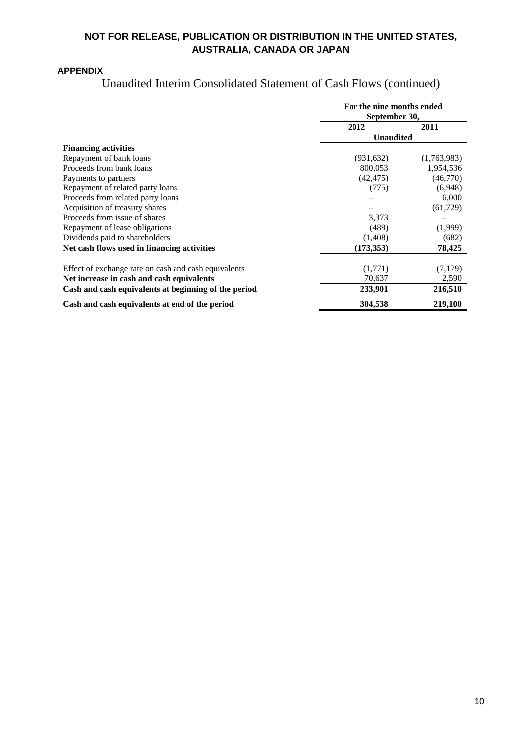**NOT FOR RELEASE, PUBLICATION OR DISTRIBUTION IN THE UNITED STATES, AUSTRALIA, CANADA OR JAPAN**

**APPENDIX**

# Unaudited Interim Consolidated Statement of Cash Flows (continued)

| | For the nine months ended September 30, | |
|---|---|---|
| | **2012** | **2011** |
| | **Unaudited** | |
| **Financing activities** | | |
| Repayment of bank loans | (931,632) | (1,763,983) |
| Proceeds from bank loans | 800,053 | 1,954,536 |
| Payments to partners | (42,475) | (46,770) |
| Repayment of related party loans | (775) | (6,948) |
| Proceeds from related party loans | – | 6,000 |
| Acquisition of treasury shares | – | (61,729) |
| Proceeds from issue of shares | 3,373 | – |
| Repayment of lease obligations | (489) | (1,999) |
| Dividends paid to shareholders | (1,408) | (682) |
| **Net cash flows used in financing activities** | **(173,353)** | **78,425** |
| Effect of exchange rate on cash and cash equivalents | (1,771) | (7,179) |
| **Net increase in cash and cash equivalents** | 70,637 | 2,590 |
| **Cash and cash equivalents at beginning of the period** | **233,901** | **216,510** |
| **Cash and cash equivalents at end of the period** | **304,538** | **219,100** |